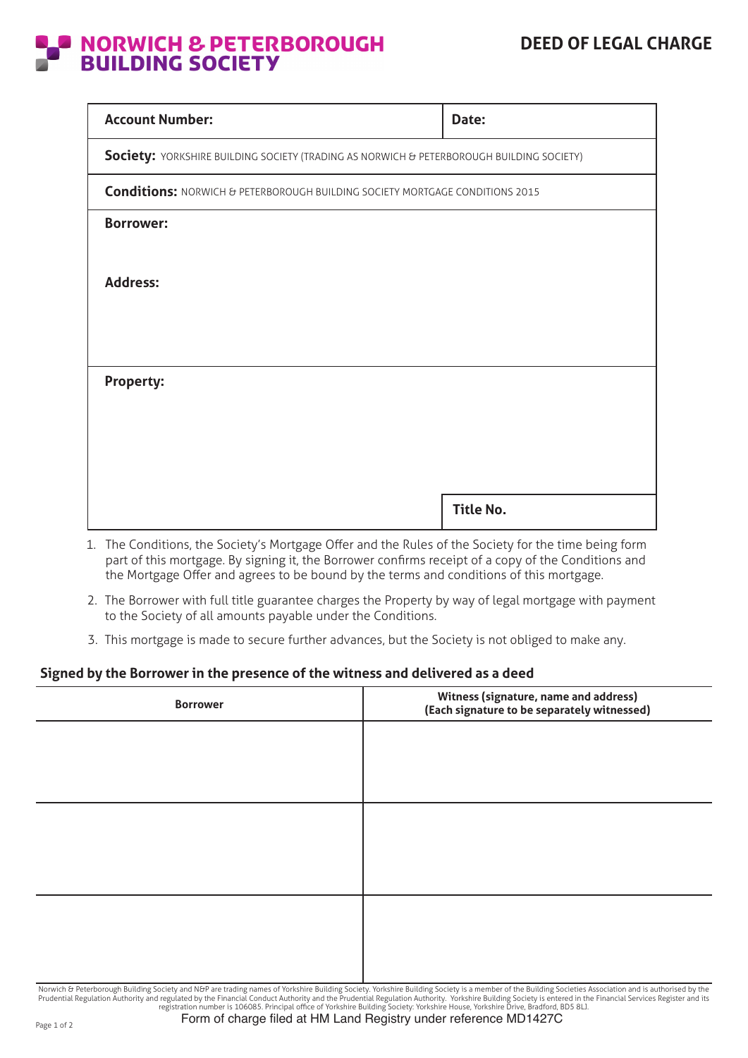# NORWICH & PETERBOROUGH BUILDING SOCIETY

# DEED OF LEGAL CHARGE

| **Account Number:** | **Date:** |
|---|---|
| **Society:** YORKSHIRE BUILDING SOCIETY (TRADING AS NORWICH & PETERBOROUGH BUILDING SOCIETY) | |
| **Conditions:** NORWICH & PETERBOROUGH BUILDING SOCIETY MORTGAGE CONDITIONS 2015 | |
| **Borrower:** | |
| **Address:** | |
| **Property:** | |
| | **Title No.** |

1. The Conditions, the Society's Mortgage Offer and the Rules of the Society for the time being form part of this mortgage. By signing it, the Borrower confirms receipt of a copy of the Conditions and the Mortgage Offer and agrees to be bound by the terms and conditions of this mortgage.
2. The Borrower with full title guarantee charges the Property by way of legal mortgage with payment to the Society of all amounts payable under the Conditions.
3. This mortgage is made to secure further advances, but the Society is not obliged to make any.

## Signed by the Borrower in the presence of the witness and delivered as a deed

| Borrower | Witness (signature, name and address) (Each signature to be separately witnessed) |
|---|---|
| | |
| | |
| | |

Norwich & Peterborough Building Society and N&P are trading names of Yorkshire Building Society. Yorkshire Building Society is a member of the Building Societies Association and is authorised by the Prudential Regulation Authority and regulated by the Financial Conduct Authority and the Prudential Regulation Authority. Yorkshire Building Society is entered in the Financial Services Register and its registration number is 106085. Principal office of Yorkshire Building Society: Yorkshire House, Yorkshire Drive, Bradford, BD5 8LJ.

Form of charge filed at HM Land Registry under reference MD1427C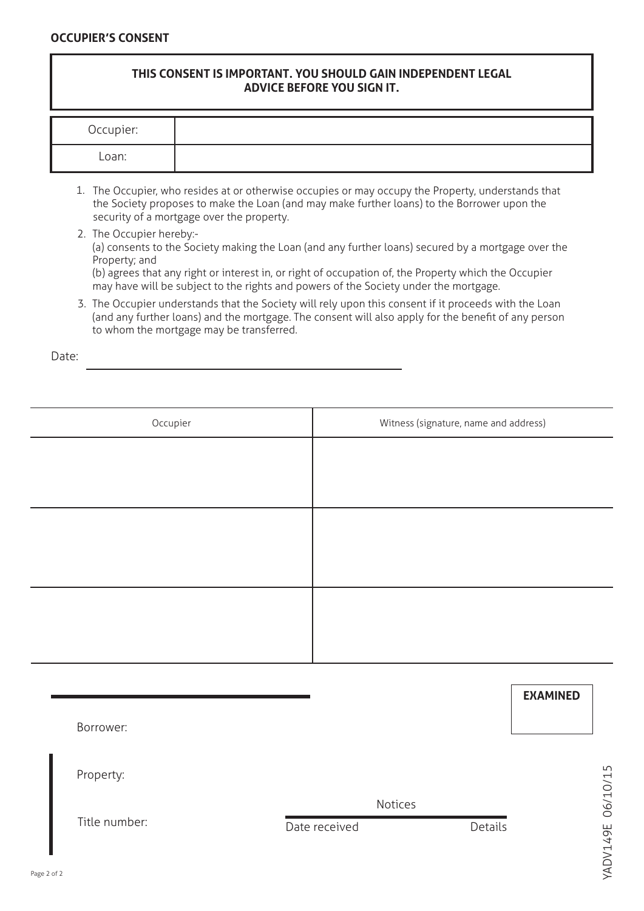## OCCUPIER'S CONSENT

**THIS CONSENT IS IMPORTANT. YOU SHOULD GAIN INDEPENDENT LEGAL ADVICE BEFORE YOU SIGN IT.**

| | |
|---|---|
| Occupier: | |
| Loan: | |

1. The Occupier, who resides at or otherwise occupies or may occupy the Property, understands that the Society proposes to make the Loan (and may make further loans) to the Borrower upon the security of a mortgage over the property.
2. The Occupier hereby:-
   (a) consents to the Society making the Loan (and any further loans) secured by a mortgage over the Property; and
   (b) agrees that any right or interest in, or right of occupation of, the Property which the Occupier may have will be subject to the rights and powers of the Society under the mortgage.
3. The Occupier understands that the Society will rely upon this consent if it proceeds with the Loan (and any further loans) and the mortgage. The consent will also apply for the benefit of any person to whom the mortgage may be transferred.

Date: ______________________________

| Occupier | Witness (signature, name and address) |
|---|---|
| | |
| | |
| | |

**EXAMINED**

Borrower:

Property:

Title number:

| Notices | |
|---|---|
| Date received | Details |

YADV149E 06/10/15